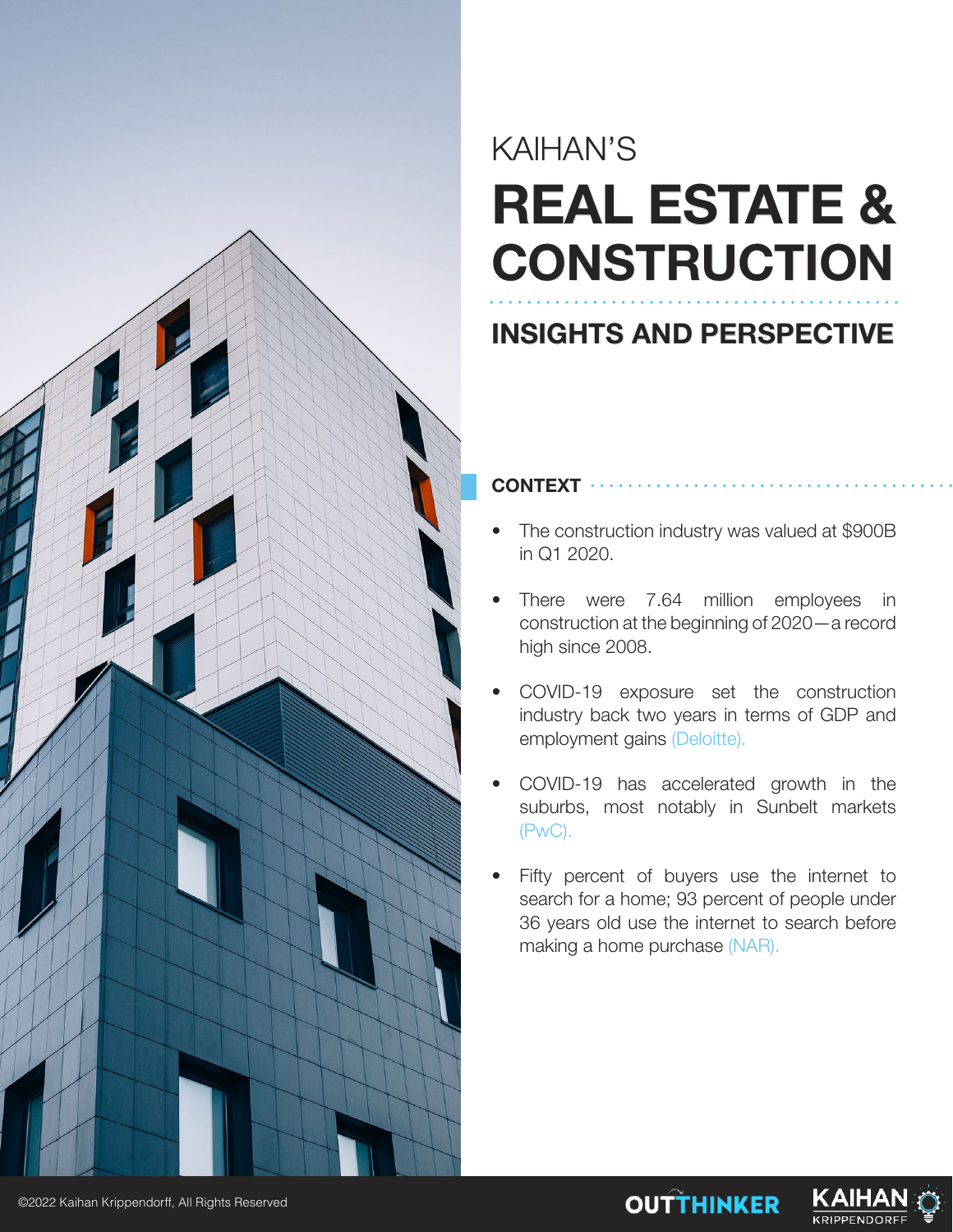KAIHAN'S

# REAL ESTATE & CONSTRUCTION

## INSIGHTS AND PERSPECTIVE

### CONTEXT

- The construction industry was valued at $900B in Q1 2020.
- There were 7.64 million employees in construction at the beginning of 2020—a record high since 2008.
- COVID-19 exposure set the construction industry back two years in terms of GDP and employment gains (Deloitte).
- COVID-19 has accelerated growth in the suburbs, most notably in Sunbelt markets (PwC).
- Fifty percent of buyers use the internet to search for a home; 93 percent of people under 36 years old use the internet to search before making a home purchase (NAR).

©2022 Kaihan Krippendorff, All Rights Reserved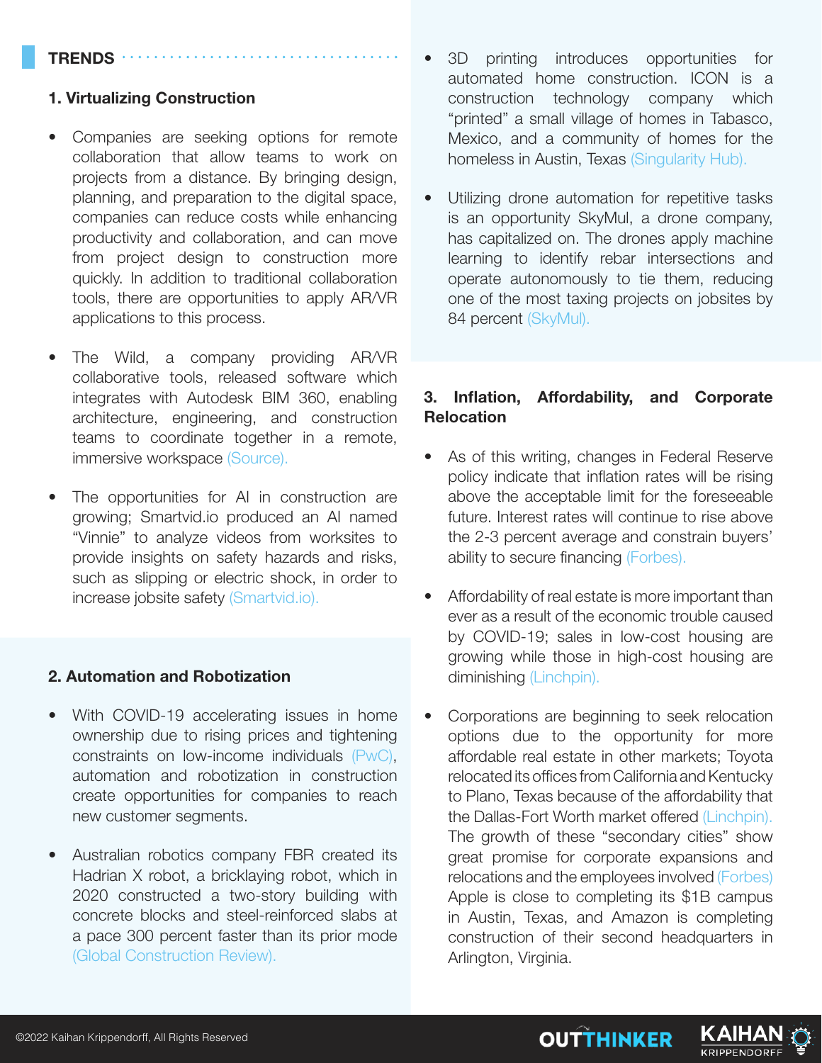## TRENDS

### 1. Virtualizing Construction

- Companies are seeking options for remote collaboration that allow teams to work on projects from a distance. By bringing design, planning, and preparation to the digital space, companies can reduce costs while enhancing productivity and collaboration, and can move from project design to construction more quickly. In addition to traditional collaboration tools, there are opportunities to apply AR/VR applications to this process.

- The Wild, a company providing AR/VR collaborative tools, released software which integrates with Autodesk BIM 360, enabling architecture, engineering, and construction teams to coordinate together in a remote, immersive workspace (Source).

- The opportunities for AI in construction are growing; Smartvid.io produced an AI named "Vinnie" to analyze videos from worksites to provide insights on safety hazards and risks, such as slipping or electric shock, in order to increase jobsite safety (Smartvid.io).

### 2. Automation and Robotization

- With COVID-19 accelerating issues in home ownership due to rising prices and tightening constraints on low-income individuals (PwC), automation and robotization in construction create opportunities for companies to reach new customer segments.

- Australian robotics company FBR created its Hadrian X robot, a bricklaying robot, which in 2020 constructed a two-story building with concrete blocks and steel-reinforced slabs at a pace 300 percent faster than its prior mode (Global Construction Review).

- 3D printing introduces opportunities for automated home construction. ICON is a construction technology company which "printed" a small village of homes in Tabasco, Mexico, and a community of homes for the homeless in Austin, Texas (Singularity Hub).

- Utilizing drone automation for repetitive tasks is an opportunity SkyMul, a drone company, has capitalized on. The drones apply machine learning to identify rebar intersections and operate autonomously to tie them, reducing one of the most taxing projects on jobsites by 84 percent (SkyMul).

### 3. Inflation, Affordability, and Corporate Relocation

- As of this writing, changes in Federal Reserve policy indicate that inflation rates will be rising above the acceptable limit for the foreseeable future. Interest rates will continue to rise above the 2-3 percent average and constrain buyers' ability to secure financing (Forbes).

- Affordability of real estate is more important than ever as a result of the economic trouble caused by COVID-19; sales in low-cost housing are growing while those in high-cost housing are diminishing (Linchpin).

- Corporations are beginning to seek relocation options due to the opportunity for more affordable real estate in other markets; Toyota relocated its offices from California and Kentucky to Plano, Texas because of the affordability that the Dallas-Fort Worth market offered (Linchpin). The growth of these "secondary cities" show great promise for corporate expansions and relocations and the employees involved (Forbes) Apple is close to completing its $1B campus in Austin, Texas, and Amazon is completing construction of their second headquarters in Arlington, Virginia.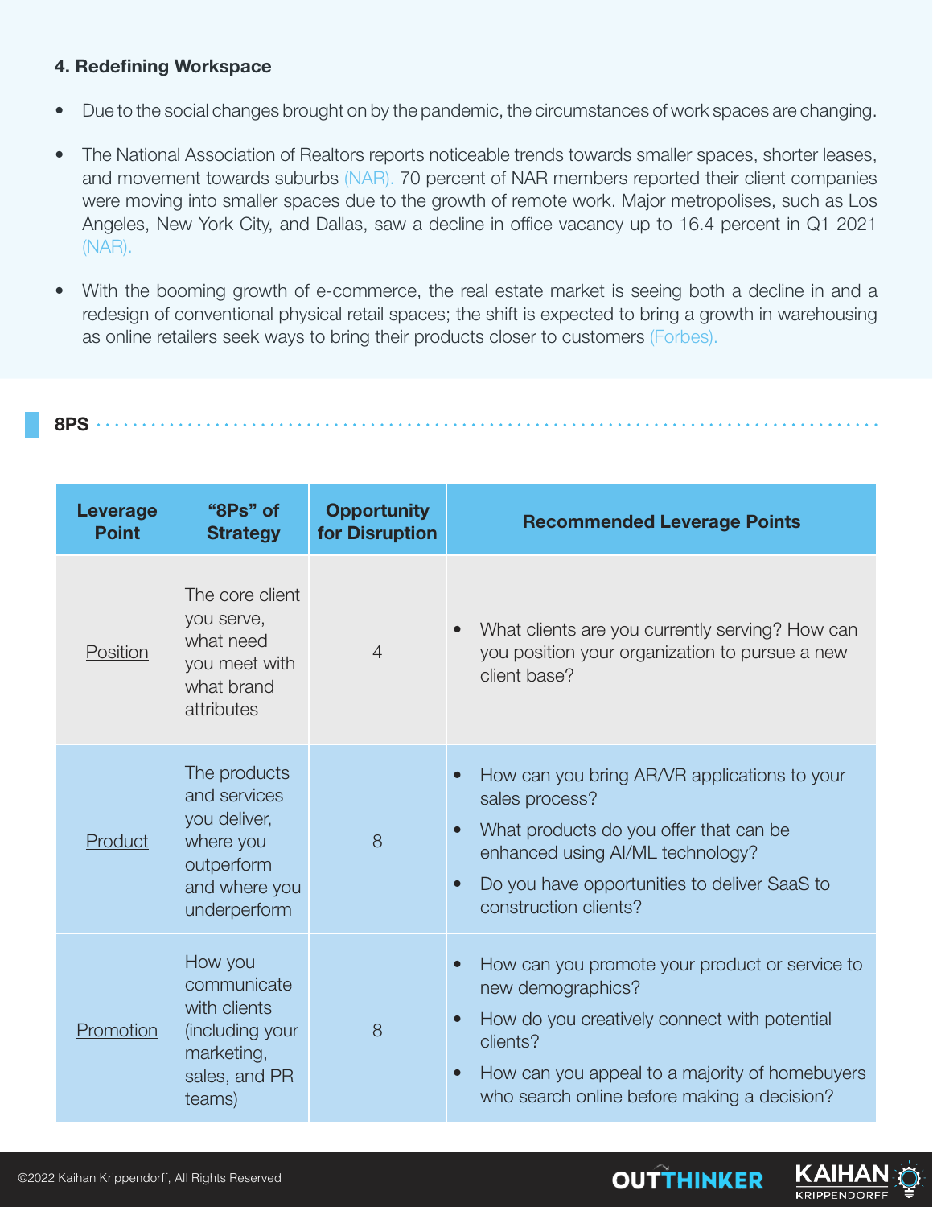#### 4. Redefining Workspace

- Due to the social changes brought on by the pandemic, the circumstances of work spaces are changing.
- The National Association of Realtors reports noticeable trends towards smaller spaces, shorter leases, and movement towards suburbs (NAR). 70 percent of NAR members reported their client companies were moving into smaller spaces due to the growth of remote work. Major metropolises, such as Los Angeles, New York City, and Dallas, saw a decline in office vacancy up to 16.4 percent in Q1 2021 (NAR).
- With the booming growth of e-commerce, the real estate market is seeing both a decline in and a redesign of conventional physical retail spaces; the shift is expected to bring a growth in warehousing as online retailers seek ways to bring their products closer to customers (Forbes).

## 8PS

| Leverage Point | "8Ps" of Strategy | Opportunity for Disruption | Recommended Leverage Points |
|---|---|---|---|
| Position | The core client you serve, what need you meet with what brand attributes | 4 | • What clients are you currently serving? How can you position your organization to pursue a new client base? |
| Product | The products and services you deliver, where you outperform and where you underperform | 8 | • How can you bring AR/VR applications to your sales process?<br>• What products do you offer that can be enhanced using AI/ML technology?<br>• Do you have opportunities to deliver SaaS to construction clients? |
| Promotion | How you communicate with clients (including your marketing, sales, and PR teams) | 8 | • How can you promote your product or service to new demographics?<br>• How do you creatively connect with potential clients?<br>• How can you appeal to a majority of homebuyers who search online before making a decision? |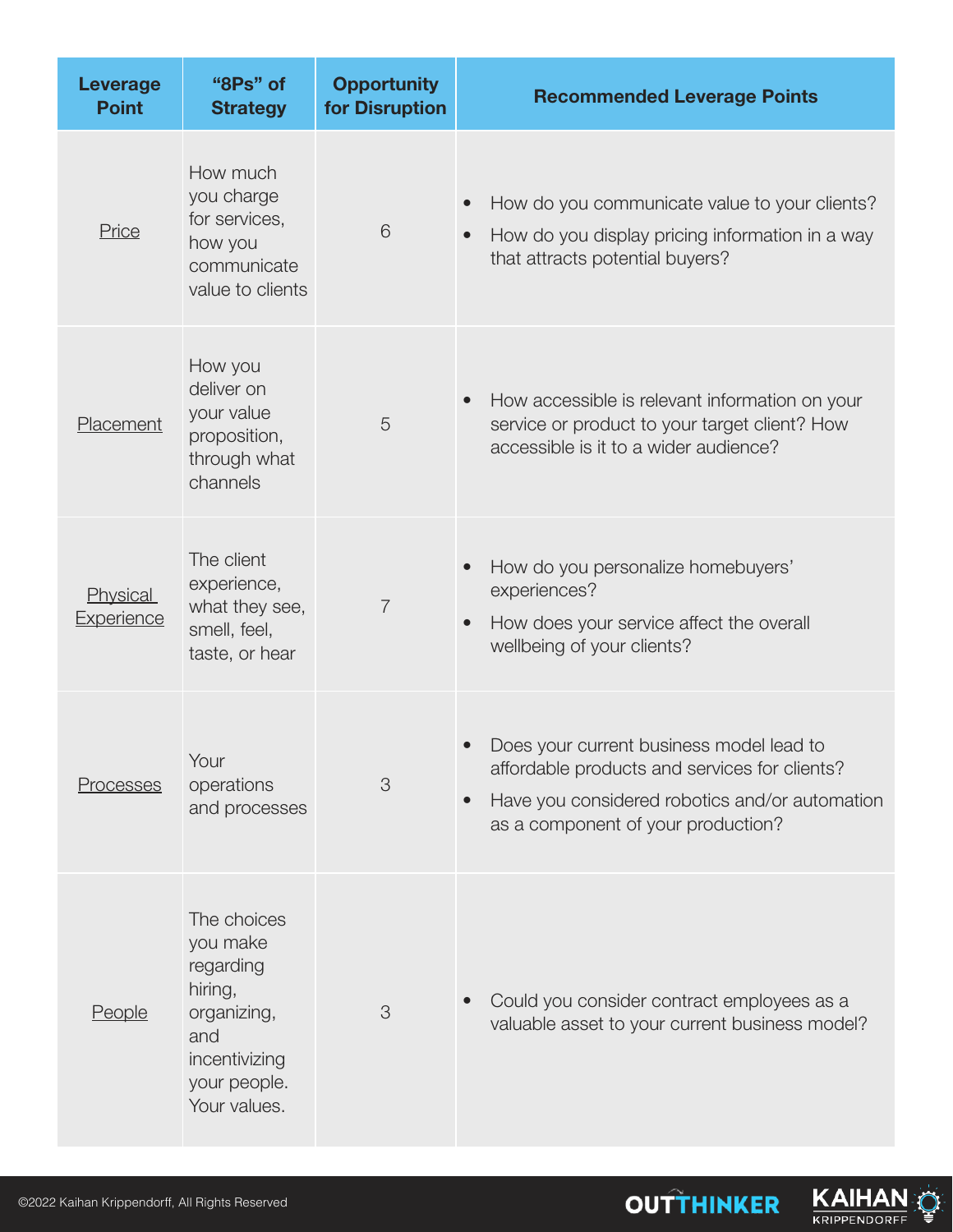| Leverage Point | "8Ps" of Strategy | Opportunity for Disruption | Recommended Leverage Points |
|---|---|---|---|
| Price | How much you charge for services, how you communicate value to clients | 6 | • How do you communicate value to your clients?<br>• How do you display pricing information in a way that attracts potential buyers? |
| Placement | How you deliver on your value proposition, through what channels | 5 | • How accessible is relevant information on your service or product to your target client? How accessible is it to a wider audience? |
| Physical Experience | The client experience, what they see, smell, feel, taste, or hear | 7 | • How do you personalize homebuyers' experiences?<br>• How does your service affect the overall wellbeing of your clients? |
| Processes | Your operations and processes | 3 | • Does your current business model lead to affordable products and services for clients?<br>• Have you considered robotics and/or automation as a component of your production? |
| People | The choices you make regarding hiring, organizing, and incentivizing your people. Your values. | 3 | • Could you consider contract employees as a valuable asset to your current business model? |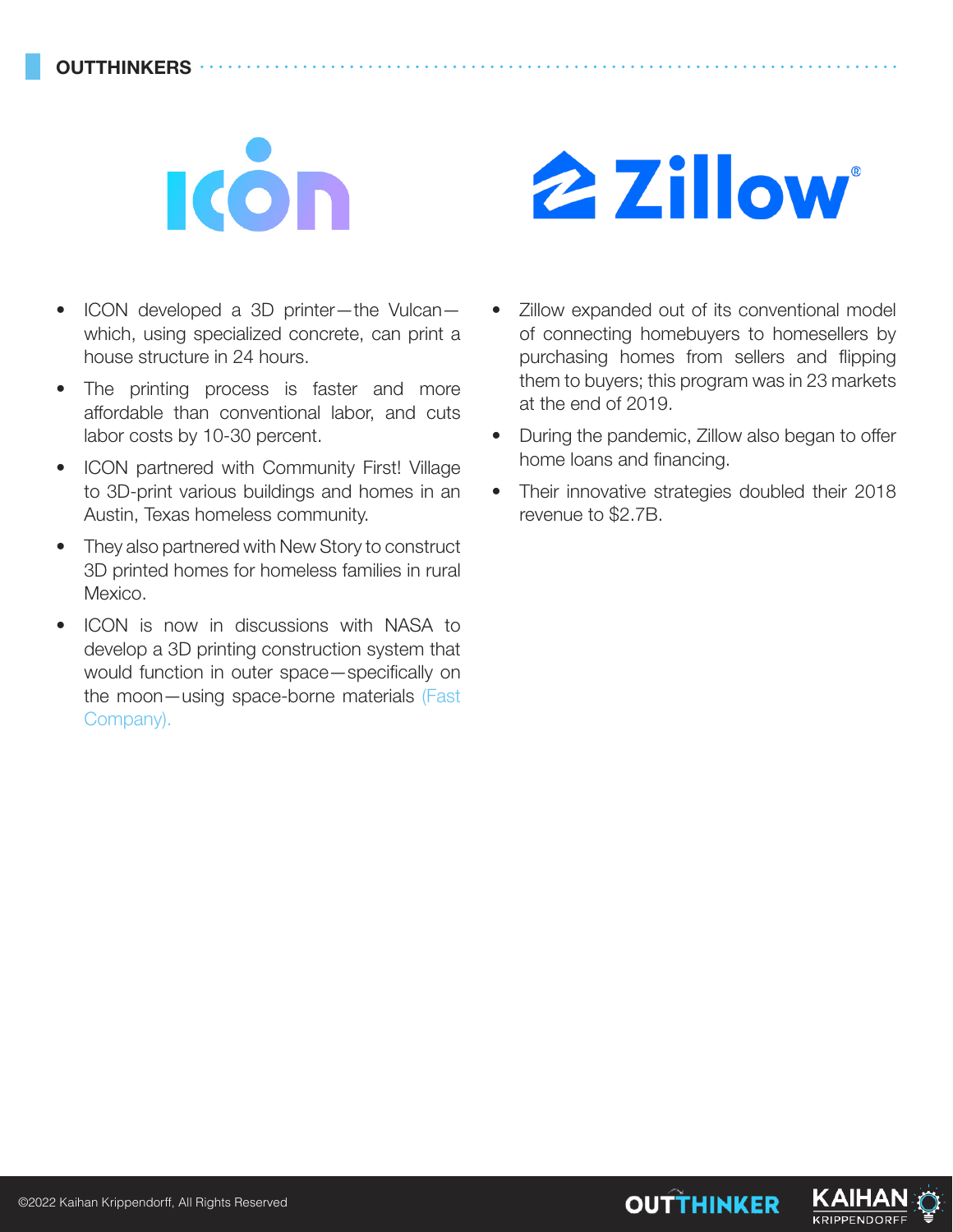## ICON

- ICON developed a 3D printer—the Vulcan—which, using specialized concrete, can print a house structure in 24 hours.
- The printing process is faster and more affordable than conventional labor, and cuts labor costs by 10-30 percent.
- ICON partnered with Community First! Village to 3D-print various buildings and homes in an Austin, Texas homeless community.
- They also partnered with New Story to construct 3D printed homes for homeless families in rural Mexico.
- ICON is now in discussions with NASA to develop a 3D printing construction system that would function in outer space—specifically on the moon—using space-borne materials (Fast Company).

## Zillow

- Zillow expanded out of its conventional model of connecting homebuyers to homesellers by purchasing homes from sellers and flipping them to buyers; this program was in 23 markets at the end of 2019.
- During the pandemic, Zillow also began to offer home loans and financing.
- Their innovative strategies doubled their 2018 revenue to $2.7B.